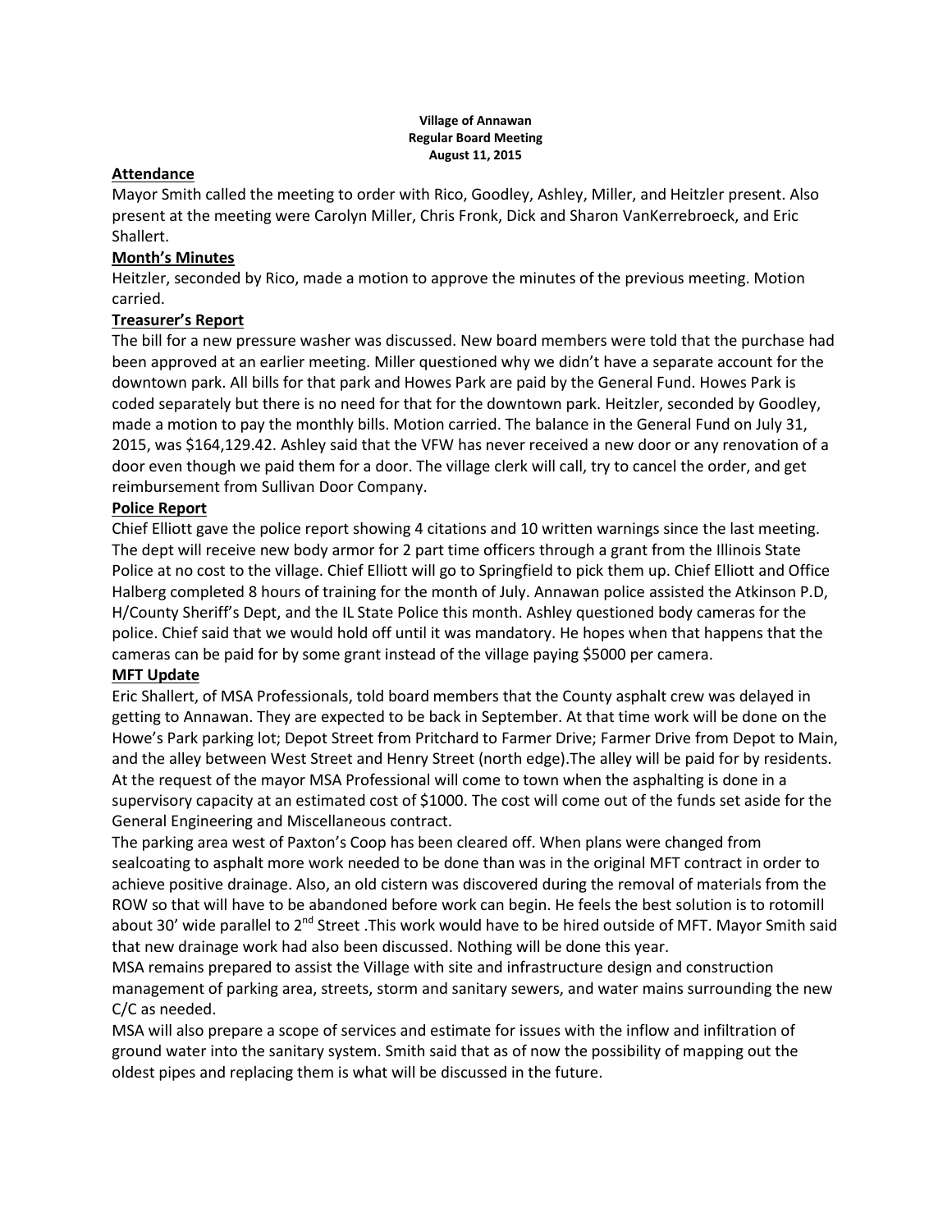**Village of Annawan**
**Regular Board Meeting**
**August 11, 2015**

## Attendance

Mayor Smith called the meeting to order with Rico, Goodley, Ashley, Miller, and Heitzler present. Also present at the meeting were Carolyn Miller, Chris Fronk, Dick and Sharon VanKerrebroeck, and Eric Shallert.

## Month's Minutes

Heitzler, seconded by Rico, made a motion to approve the minutes of the previous meeting. Motion carried.

## Treasurer's Report

The bill for a new pressure washer was discussed. New board members were told that the purchase had been approved at an earlier meeting. Miller questioned why we didn't have a separate account for the downtown park. All bills for that park and Howes Park are paid by the General Fund. Howes Park is coded separately but there is no need for that for the downtown park. Heitzler, seconded by Goodley, made a motion to pay the monthly bills. Motion carried. The balance in the General Fund on July 31, 2015, was $164,129.42. Ashley said that the VFW has never received a new door or any renovation of a door even though we paid them for a door. The village clerk will call, try to cancel the order, and get reimbursement from Sullivan Door Company.

## Police Report

Chief Elliott gave the police report showing 4 citations and 10 written warnings since the last meeting. The dept will receive new body armor for 2 part time officers through a grant from the Illinois State Police at no cost to the village. Chief Elliott will go to Springfield to pick them up. Chief Elliott and Office Halberg completed 8 hours of training for the month of July. Annawan police assisted the Atkinson P.D, H/County Sheriff's Dept, and the IL State Police this month. Ashley questioned body cameras for the police. Chief said that we would hold off until it was mandatory. He hopes when that happens that the cameras can be paid for by some grant instead of the village paying $5000 per camera.

## MFT Update

Eric Shallert, of MSA Professionals, told board members that the County asphalt crew was delayed in getting to Annawan. They are expected to be back in September. At that time work will be done on the Howe's Park parking lot; Depot Street from Pritchard to Farmer Drive; Farmer Drive from Depot to Main, and the alley between West Street and Henry Street (north edge).The alley will be paid for by residents. At the request of the mayor MSA Professional will come to town when the asphalting is done in a supervisory capacity at an estimated cost of $1000. The cost will come out of the funds set aside for the General Engineering and Miscellaneous contract.

The parking area west of Paxton's Coop has been cleared off. When plans were changed from sealcoating to asphalt more work needed to be done than was in the original MFT contract in order to achieve positive drainage. Also, an old cistern was discovered during the removal of materials from the ROW so that will have to be abandoned before work can begin. He feels the best solution is to rotomill about 30' wide parallel to 2nd Street .This work would have to be hired outside of MFT. Mayor Smith said that new drainage work had also been discussed. Nothing will be done this year.

MSA remains prepared to assist the Village with site and infrastructure design and construction management of parking area, streets, storm and sanitary sewers, and water mains surrounding the new C/C as needed.

MSA will also prepare a scope of services and estimate for issues with the inflow and infiltration of ground water into the sanitary system. Smith said that as of now the possibility of mapping out the oldest pipes and replacing them is what will be discussed in the future.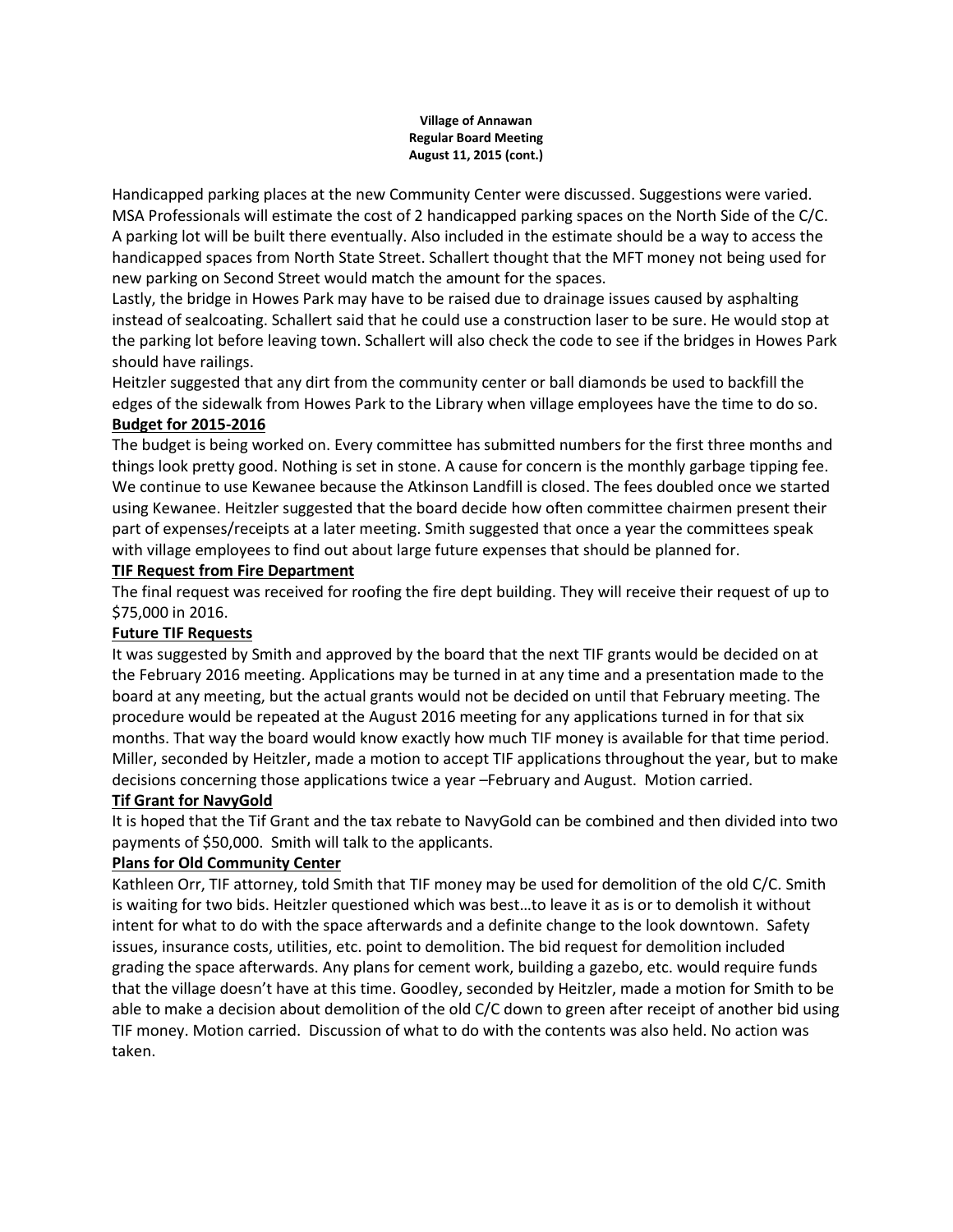**Village of Annawan**
**Regular Board Meeting**
**August 11, 2015 (cont.)**

Handicapped parking places at the new Community Center were discussed. Suggestions were varied. MSA Professionals will estimate the cost of 2 handicapped parking spaces on the North Side of the C/C. A parking lot will be built there eventually. Also included in the estimate should be a way to access the handicapped spaces from North State Street. Schallert thought that the MFT money not being used for new parking on Second Street would match the amount for the spaces.

Lastly, the bridge in Howes Park may have to be raised due to drainage issues caused by asphalting instead of sealcoating. Schallert said that he could use a construction laser to be sure. He would stop at the parking lot before leaving town. Schallert will also check the code to see if the bridges in Howes Park should have railings.

Heitzler suggested that any dirt from the community center or ball diamonds be used to backfill the edges of the sidewalk from Howes Park to the Library when village employees have the time to do so.

**Budget for 2015-2016**

The budget is being worked on. Every committee has submitted numbers for the first three months and things look pretty good. Nothing is set in stone. A cause for concern is the monthly garbage tipping fee. We continue to use Kewanee because the Atkinson Landfill is closed. The fees doubled once we started using Kewanee. Heitzler suggested that the board decide how often committee chairmen present their part of expenses/receipts at a later meeting. Smith suggested that once a year the committees speak with village employees to find out about large future expenses that should be planned for.

**TIF Request from Fire Department**

The final request was received for roofing the fire dept building. They will receive their request of up to $75,000 in 2016.

**Future TIF Requests**

It was suggested by Smith and approved by the board that the next TIF grants would be decided on at the February 2016 meeting. Applications may be turned in at any time and a presentation made to the board at any meeting, but the actual grants would not be decided on until that February meeting. The procedure would be repeated at the August 2016 meeting for any applications turned in for that six months. That way the board would know exactly how much TIF money is available for that time period. Miller, seconded by Heitzler, made a motion to accept TIF applications throughout the year, but to make decisions concerning those applications twice a year –February and August. Motion carried.

**Tif Grant for NavyGold**

It is hoped that the Tif Grant and the tax rebate to NavyGold can be combined and then divided into two payments of $50,000. Smith will talk to the applicants.

**Plans for Old Community Center**

Kathleen Orr, TIF attorney, told Smith that TIF money may be used for demolition of the old C/C. Smith is waiting for two bids. Heitzler questioned which was best…to leave it as is or to demolish it without intent for what to do with the space afterwards and a definite change to the look downtown. Safety issues, insurance costs, utilities, etc. point to demolition. The bid request for demolition included grading the space afterwards. Any plans for cement work, building a gazebo, etc. would require funds that the village doesn't have at this time. Goodley, seconded by Heitzler, made a motion for Smith to be able to make a decision about demolition of the old C/C down to green after receipt of another bid using TIF money. Motion carried. Discussion of what to do with the contents was also held. No action was taken.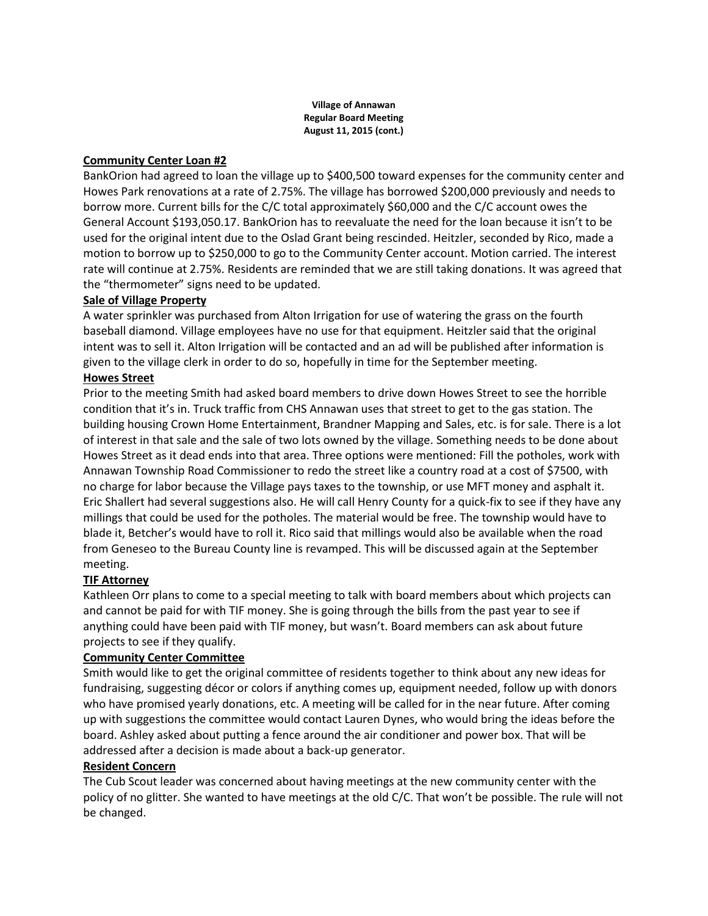**Village of Annawan**
**Regular Board Meeting**
**August 11, 2015 (cont.)**

**Community Center Loan #2**

BankOrion had agreed to loan the village up to $400,500 toward expenses for the community center and Howes Park renovations at a rate of 2.75%. The village has borrowed $200,000 previously and needs to borrow more. Current bills for the C/C total approximately $60,000 and the C/C account owes the General Account $193,050.17. BankOrion has to reevaluate the need for the loan because it isn't to be used for the original intent due to the Oslad Grant being rescinded. Heitzler, seconded by Rico, made a motion to borrow up to $250,000 to go to the Community Center account. Motion carried. The interest rate will continue at 2.75%. Residents are reminded that we are still taking donations. It was agreed that the "thermometer" signs need to be updated.

**Sale of Village Property**

A water sprinkler was purchased from Alton Irrigation for use of watering the grass on the fourth baseball diamond. Village employees have no use for that equipment. Heitzler said that the original intent was to sell it. Alton Irrigation will be contacted and an ad will be published after information is given to the village clerk in order to do so, hopefully in time for the September meeting.

**Howes Street**

Prior to the meeting Smith had asked board members to drive down Howes Street to see the horrible condition that it's in. Truck traffic from CHS Annawan uses that street to get to the gas station. The building housing Crown Home Entertainment, Brandner Mapping and Sales, etc. is for sale. There is a lot of interest in that sale and the sale of two lots owned by the village. Something needs to be done about Howes Street as it dead ends into that area. Three options were mentioned: Fill the potholes, work with Annawan Township Road Commissioner to redo the street like a country road at a cost of $7500, with no charge for labor because the Village pays taxes to the township, or use MFT money and asphalt it. Eric Shallert had several suggestions also. He will call Henry County for a quick-fix to see if they have any millings that could be used for the potholes. The material would be free. The township would have to blade it, Betcher's would have to roll it. Rico said that millings would also be available when the road from Geneseo to the Bureau County line is revamped. This will be discussed again at the September meeting.

**TIF Attorney**

Kathleen Orr plans to come to a special meeting to talk with board members about which projects can and cannot be paid for with TIF money. She is going through the bills from the past year to see if anything could have been paid with TIF money, but wasn't. Board members can ask about future projects to see if they qualify.

**Community Center Committee**

Smith would like to get the original committee of residents together to think about any new ideas for fundraising, suggesting décor or colors if anything comes up, equipment needed, follow up with donors who have promised yearly donations, etc. A meeting will be called for in the near future. After coming up with suggestions the committee would contact Lauren Dynes, who would bring the ideas before the board. Ashley asked about putting a fence around the air conditioner and power box. That will be addressed after a decision is made about a back-up generator.

**Resident Concern**

The Cub Scout leader was concerned about having meetings at the new community center with the policy of no glitter. She wanted to have meetings at the old C/C. That won't be possible. The rule will not be changed.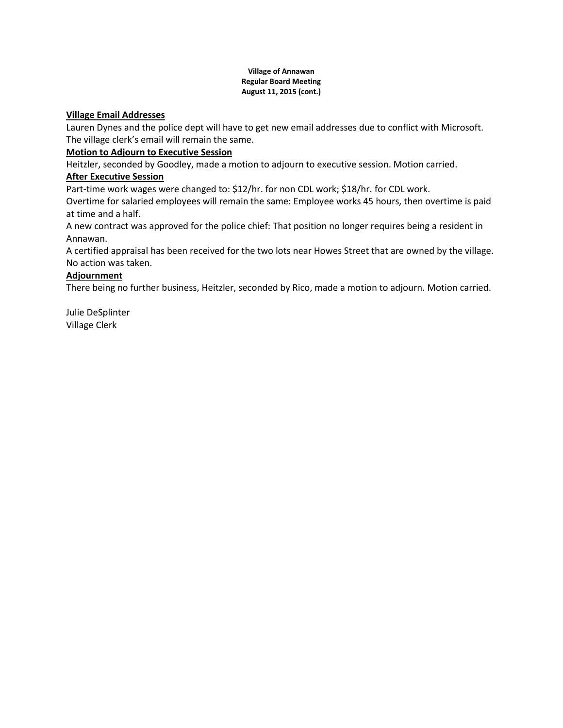**Village of Annawan**
**Regular Board Meeting**
**August 11, 2015 (cont.)**

**Village Email Addresses**

Lauren Dynes and the police dept will have to get new email addresses due to conflict with Microsoft. The village clerk's email will remain the same.

**Motion to Adjourn to Executive Session**

Heitzler, seconded by Goodley, made a motion to adjourn to executive session. Motion carried.

**After Executive Session**

Part-time work wages were changed to: $12/hr. for non CDL work; $18/hr. for CDL work.

Overtime for salaried employees will remain the same: Employee works 45 hours, then overtime is paid at time and a half.

A new contract was approved for the police chief: That position no longer requires being a resident in Annawan.

A certified appraisal has been received for the two lots near Howes Street that are owned by the village. No action was taken.

**Adjournment**

There being no further business, Heitzler, seconded by Rico, made a motion to adjourn. Motion carried.

Julie DeSplinter
Village Clerk